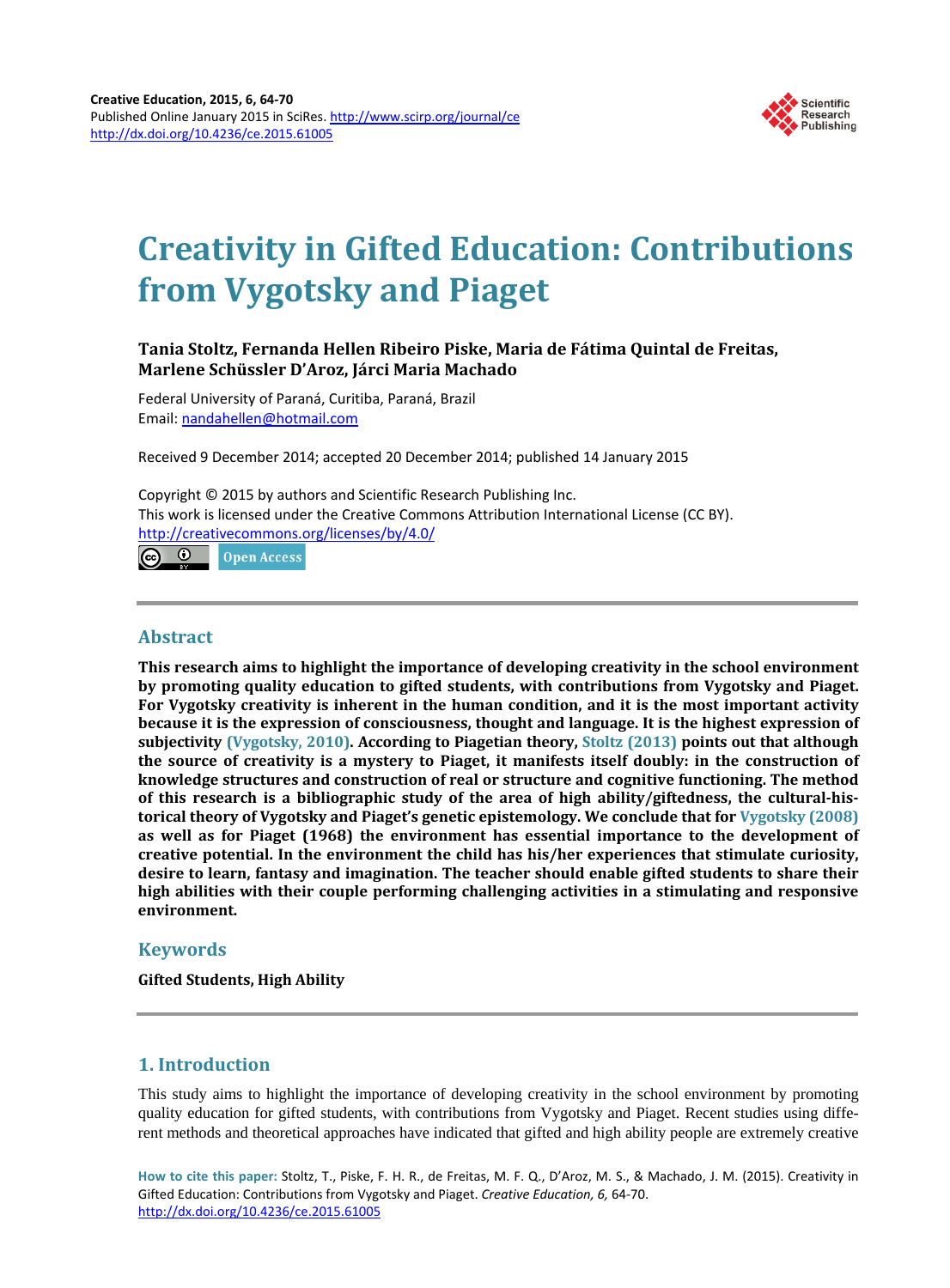# Creativity in Gifted Education: Contributions from Vygotsky and Piaget

**Tania Stoltz, Fernanda Hellen Ribeiro Piske, Maria de Fátima Quintal de Freitas, Marlene Schüssler D'Aroz, Járci Maria Machado**

Federal University of Paraná, Curitiba, Paraná, Brazil
Email: nandahellen@hotmail.com

Received 9 December 2014; accepted 20 December 2014; published 14 January 2015

Copyright © 2015 by authors and Scientific Research Publishing Inc.
This work is licensed under the Creative Commons Attribution International License (CC BY).
http://creativecommons.org/licenses/by/4.0/

Open Access

## Abstract

**This research aims to highlight the importance of developing creativity in the school environment by promoting quality education to gifted students, with contributions from Vygotsky and Piaget. For Vygotsky creativity is inherent in the human condition, and it is the most important activity because it is the expression of consciousness, thought and language. It is the highest expression of subjectivity (Vygotsky, 2010). According to Piagetian theory, Stoltz (2013) points out that although the source of creativity is a mystery to Piaget, it manifests itself doubly: in the construction of knowledge structures and construction of real or structure and cognitive functioning. The method of this research is a bibliographic study of the area of high ability/giftedness, the cultural-historical theory of Vygotsky and Piaget's genetic epistemology. We conclude that for Vygotsky (2008) as well as for Piaget (1968) the environment has essential importance to the development of creative potential. In the environment the child has his/her experiences that stimulate curiosity, desire to learn, fantasy and imagination. The teacher should enable gifted students to share their high abilities with their couple performing challenging activities in a stimulating and responsive environment.**

## Keywords

**Gifted Students, High Ability**

## 1. Introduction

This study aims to highlight the importance of developing creativity in the school environment by promoting quality education for gifted students, with contributions from Vygotsky and Piaget. Recent studies using different methods and theoretical approaches have indicated that gifted and high ability people are extremely creative

**How to cite this paper:** Stoltz, T., Piske, F. H. R., de Freitas, M. F. Q., D'Aroz, M. S., & Machado, J. M. (2015). Creativity in Gifted Education: Contributions from Vygotsky and Piaget. *Creative Education, 6,* 64-70. http://dx.doi.org/10.4236/ce.2015.61005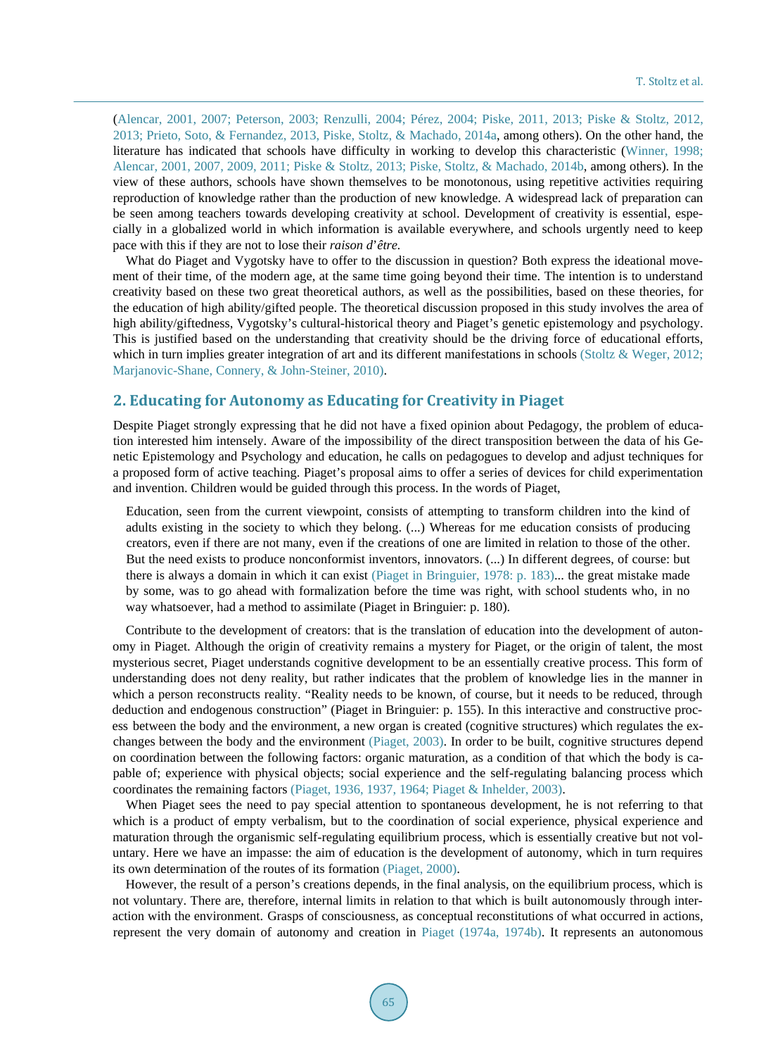(Alencar, 2001, 2007; Peterson, 2003; Renzulli, 2004; Pérez, 2004; Piske, 2011, 2013; Piske & Stoltz, 2012, 2013; Prieto, Soto, & Fernandez, 2013, Piske, Stoltz, & Machado, 2014a, among others). On the other hand, the literature has indicated that schools have difficulty in working to develop this characteristic (Winner, 1998; Alencar, 2001, 2007, 2009, 2011; Piske & Stoltz, 2013; Piske, Stoltz, & Machado, 2014b, among others). In the view of these authors, schools have shown themselves to be monotonous, using repetitive activities requiring reproduction of knowledge rather than the production of new knowledge. A widespread lack of preparation can be seen among teachers towards developing creativity at school. Development of creativity is essential, especially in a globalized world in which information is available everywhere, and schools urgently need to keep pace with this if they are not to lose their *raison d'être.*

What do Piaget and Vygotsky have to offer to the discussion in question? Both express the ideational movement of their time, of the modern age, at the same time going beyond their time. The intention is to understand creativity based on these two great theoretical authors, as well as the possibilities, based on these theories, for the education of high ability/gifted people. The theoretical discussion proposed in this study involves the area of high ability/giftedness, Vygotsky's cultural-historical theory and Piaget's genetic epistemology and psychology. This is justified based on the understanding that creativity should be the driving force of educational efforts, which in turn implies greater integration of art and its different manifestations in schools (Stoltz & Weger, 2012; Marjanovic-Shane, Connery, & John-Steiner, 2010).

## 2. Educating for Autonomy as Educating for Creativity in Piaget

Despite Piaget strongly expressing that he did not have a fixed opinion about Pedagogy, the problem of education interested him intensely. Aware of the impossibility of the direct transposition between the data of his Genetic Epistemology and Psychology and education, he calls on pedagogues to develop and adjust techniques for a proposed form of active teaching. Piaget's proposal aims to offer a series of devices for child experimentation and invention. Children would be guided through this process. In the words of Piaget,

> Education, seen from the current viewpoint, consists of attempting to transform children into the kind of adults existing in the society to which they belong. (...) Whereas for me education consists of producing creators, even if there are not many, even if the creations of one are limited in relation to those of the other. But the need exists to produce nonconformist inventors, innovators. (...) In different degrees, of course: but there is always a domain in which it can exist (Piaget in Bringuier, 1978: p. 183)... the great mistake made by some, was to go ahead with formalization before the time was right, with school students who, in no way whatsoever, had a method to assimilate (Piaget in Bringuier: p. 180).

Contribute to the development of creators: that is the translation of education into the development of autonomy in Piaget. Although the origin of creativity remains a mystery for Piaget, or the origin of talent, the most mysterious secret, Piaget understands cognitive development to be an essentially creative process. This form of understanding does not deny reality, but rather indicates that the problem of knowledge lies in the manner in which a person reconstructs reality. "Reality needs to be known, of course, but it needs to be reduced, through deduction and endogenous construction" (Piaget in Bringuier: p. 155). In this interactive and constructive process between the body and the environment, a new organ is created (cognitive structures) which regulates the exchanges between the body and the environment (Piaget, 2003). In order to be built, cognitive structures depend on coordination between the following factors: organic maturation, as a condition of that which the body is capable of; experience with physical objects; social experience and the self-regulating balancing process which coordinates the remaining factors (Piaget, 1936, 1937, 1964; Piaget & Inhelder, 2003).

When Piaget sees the need to pay special attention to spontaneous development, he is not referring to that which is a product of empty verbalism, but to the coordination of social experience, physical experience and maturation through the organismic self-regulating equilibrium process, which is essentially creative but not voluntary. Here we have an impasse: the aim of education is the development of autonomy, which in turn requires its own determination of the routes of its formation (Piaget, 2000).

However, the result of a person's creations depends, in the final analysis, on the equilibrium process, which is not voluntary. There are, therefore, internal limits in relation to that which is built autonomously through interaction with the environment. Grasps of consciousness, as conceptual reconstitutions of what occurred in actions, represent the very domain of autonomy and creation in Piaget (1974a, 1974b). It represents an autonomous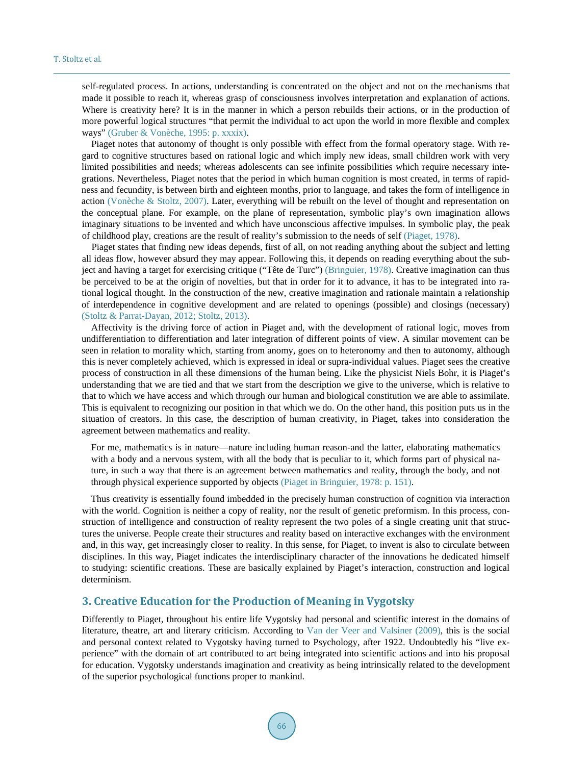self-regulated process. In actions, understanding is concentrated on the object and not on the mechanisms that made it possible to reach it, whereas grasp of consciousness involves interpretation and explanation of actions. Where is creativity here? It is in the manner in which a person rebuilds their actions, or in the production of more powerful logical structures "that permit the individual to act upon the world in more flexible and complex ways" (Gruber & Vonèche, 1995: p. xxxix).

Piaget notes that autonomy of thought is only possible with effect from the formal operatory stage. With regard to cognitive structures based on rational logic and which imply new ideas, small children work with very limited possibilities and needs; whereas adolescents can see infinite possibilities which require necessary integrations. Nevertheless, Piaget notes that the period in which human cognition is most created, in terms of rapidness and fecundity, is between birth and eighteen months, prior to language, and takes the form of intelligence in action (Vonèche & Stoltz, 2007). Later, everything will be rebuilt on the level of thought and representation on the conceptual plane. For example, on the plane of representation, symbolic play's own imagination allows imaginary situations to be invented and which have unconscious affective impulses. In symbolic play, the peak of childhood play, creations are the result of reality's submission to the needs of self (Piaget, 1978).

Piaget states that finding new ideas depends, first of all, on not reading anything about the subject and letting all ideas flow, however absurd they may appear. Following this, it depends on reading everything about the subject and having a target for exercising critique ("Tête de Turc") (Bringuier, 1978). Creative imagination can thus be perceived to be at the origin of novelties, but that in order for it to advance, it has to be integrated into rational logical thought. In the construction of the new, creative imagination and rationale maintain a relationship of interdependence in cognitive development and are related to openings (possible) and closings (necessary) (Stoltz & Parrat-Dayan, 2012; Stoltz, 2013).

Affectivity is the driving force of action in Piaget and, with the development of rational logic, moves from undifferentiation to differentiation and later integration of different points of view. A similar movement can be seen in relation to morality which, starting from anomy, goes on to heteronomy and then to autonomy, although this is never completely achieved, which is expressed in ideal or supra-individual values. Piaget sees the creative process of construction in all these dimensions of the human being. Like the physicist Niels Bohr, it is Piaget's understanding that we are tied and that we start from the description we give to the universe, which is relative to that to which we have access and which through our human and biological constitution we are able to assimilate. This is equivalent to recognizing our position in that which we do. On the other hand, this position puts us in the situation of creators. In this case, the description of human creativity, in Piaget, takes into consideration the agreement between mathematics and reality.

> For me, mathematics is in nature—nature including human reason-and the latter, elaborating mathematics with a body and a nervous system, with all the body that is peculiar to it, which forms part of physical nature, in such a way that there is an agreement between mathematics and reality, through the body, and not through physical experience supported by objects (Piaget in Bringuier, 1978: p. 151).

Thus creativity is essentially found imbedded in the precisely human construction of cognition via interaction with the world. Cognition is neither a copy of reality, nor the result of genetic preformism. In this process, construction of intelligence and construction of reality represent the two poles of a single creating unit that structures the universe. People create their structures and reality based on interactive exchanges with the environment and, in this way, get increasingly closer to reality. In this sense, for Piaget, to invent is also to circulate between disciplines. In this way, Piaget indicates the interdisciplinary character of the innovations he dedicated himself to studying: scientific creations. These are basically explained by Piaget's interaction, construction and logical determinism.

## 3. Creative Education for the Production of Meaning in Vygotsky

Differently to Piaget, throughout his entire life Vygotsky had personal and scientific interest in the domains of literature, theatre, art and literary criticism. According to Van der Veer and Valsiner (2009), this is the social and personal context related to Vygotsky having turned to Psychology, after 1922. Undoubtedly his "live experience" with the domain of art contributed to art being integrated into scientific actions and into his proposal for education. Vygotsky understands imagination and creativity as being intrinsically related to the development of the superior psychological functions proper to mankind.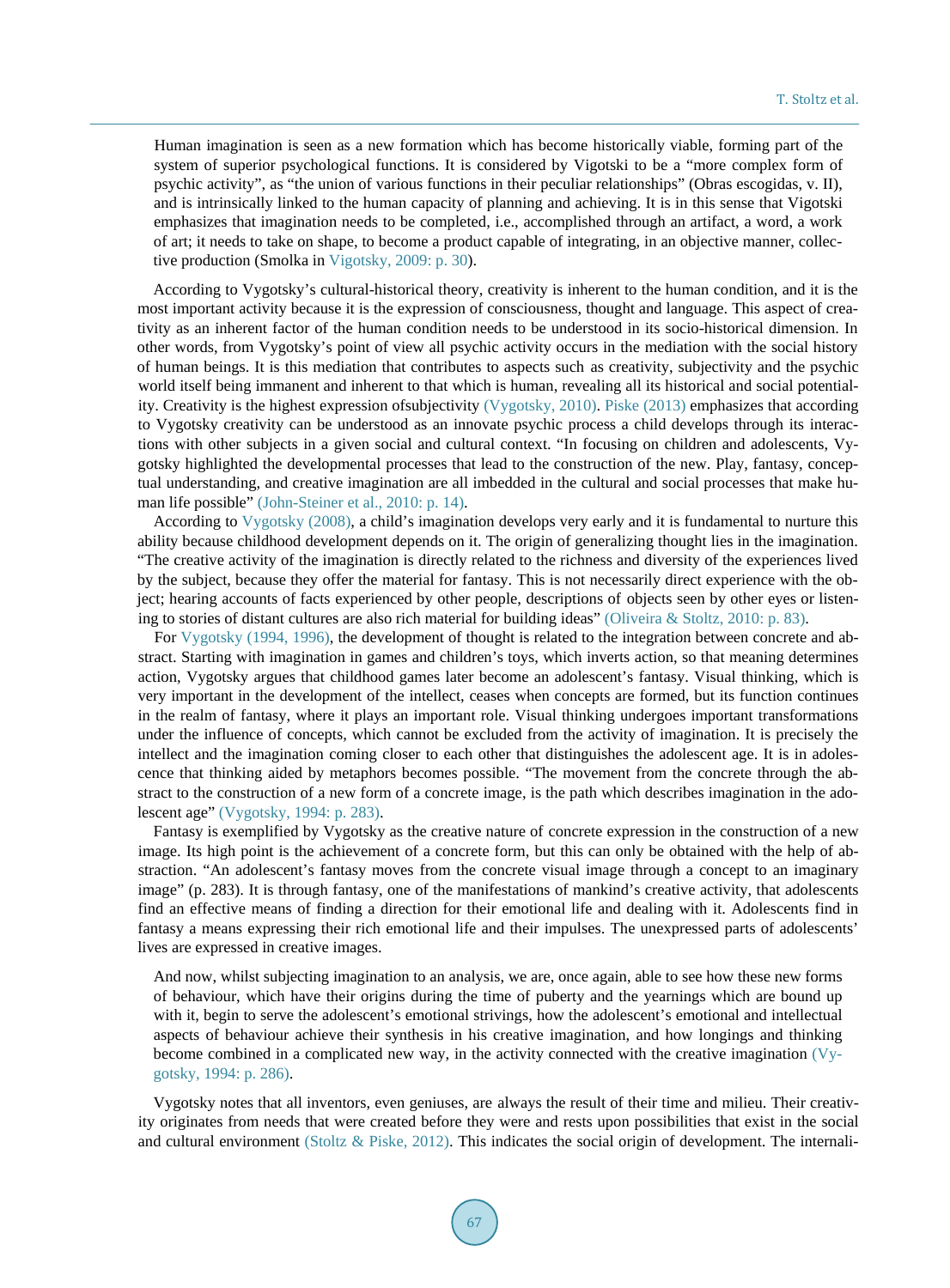> Human imagination is seen as a new formation which has become historically viable, forming part of the system of superior psychological functions. It is considered by Vigotski to be a "more complex form of psychic activity", as "the union of various functions in their peculiar relationships" (Obras escogidas, v. II), and is intrinsically linked to the human capacity of planning and achieving. It is in this sense that Vigotski emphasizes that imagination needs to be completed, i.e., accomplished through an artifact, a word, a work of art; it needs to take on shape, to become a product capable of integrating, in an objective manner, collective production (Smolka in Vigotsky, 2009: p. 30).

According to Vygotsky's cultural-historical theory, creativity is inherent to the human condition, and it is the most important activity because it is the expression of consciousness, thought and language. This aspect of creativity as an inherent factor of the human condition needs to be understood in its socio-historical dimension. In other words, from Vygotsky's point of view all psychic activity occurs in the mediation with the social history of human beings. It is this mediation that contributes to aspects such as creativity, subjectivity and the psychic world itself being immanent and inherent to that which is human, revealing all its historical and social potentiality. Creativity is the highest expression ofsubjectivity (Vygotsky, 2010). Piske (2013) emphasizes that according to Vygotsky creativity can be understood as an innovate psychic process a child develops through its interactions with other subjects in a given social and cultural context. "In focusing on children and adolescents, Vygotsky highlighted the developmental processes that lead to the construction of the new. Play, fantasy, conceptual understanding, and creative imagination are all imbedded in the cultural and social processes that make human life possible" (John-Steiner et al., 2010: p. 14).

According to Vygotsky (2008), a child's imagination develops very early and it is fundamental to nurture this ability because childhood development depends on it. The origin of generalizing thought lies in the imagination. "The creative activity of the imagination is directly related to the richness and diversity of the experiences lived by the subject, because they offer the material for fantasy. This is not necessarily direct experience with the object; hearing accounts of facts experienced by other people, descriptions of objects seen by other eyes or listening to stories of distant cultures are also rich material for building ideas" (Oliveira & Stoltz, 2010: p. 83).

For Vygotsky (1994, 1996), the development of thought is related to the integration between concrete and abstract. Starting with imagination in games and children's toys, which inverts action, so that meaning determines action, Vygotsky argues that childhood games later become an adolescent's fantasy. Visual thinking, which is very important in the development of the intellect, ceases when concepts are formed, but its function continues in the realm of fantasy, where it plays an important role. Visual thinking undergoes important transformations under the influence of concepts, which cannot be excluded from the activity of imagination. It is precisely the intellect and the imagination coming closer to each other that distinguishes the adolescent age. It is in adolescence that thinking aided by metaphors becomes possible. "The movement from the concrete through the abstract to the construction of a new form of a concrete image, is the path which describes imagination in the adolescent age" (Vygotsky, 1994: p. 283).

Fantasy is exemplified by Vygotsky as the creative nature of concrete expression in the construction of a new image. Its high point is the achievement of a concrete form, but this can only be obtained with the help of abstraction. "An adolescent's fantasy moves from the concrete visual image through a concept to an imaginary image" (p. 283). It is through fantasy, one of the manifestations of mankind's creative activity, that adolescents find an effective means of finding a direction for their emotional life and dealing with it. Adolescents find in fantasy a means expressing their rich emotional life and their impulses. The unexpressed parts of adolescents' lives are expressed in creative images.

> And now, whilst subjecting imagination to an analysis, we are, once again, able to see how these new forms of behaviour, which have their origins during the time of puberty and the yearnings which are bound up with it, begin to serve the adolescent's emotional strivings, how the adolescent's emotional and intellectual aspects of behaviour achieve their synthesis in his creative imagination, and how longings and thinking become combined in a complicated new way, in the activity connected with the creative imagination (Vygotsky, 1994: p. 286).

Vygotsky notes that all inventors, even geniuses, are always the result of their time and milieu. Their creativity originates from needs that were created before they were and rests upon possibilities that exist in the social and cultural environment (Stoltz & Piske, 2012). This indicates the social origin of development. The internali-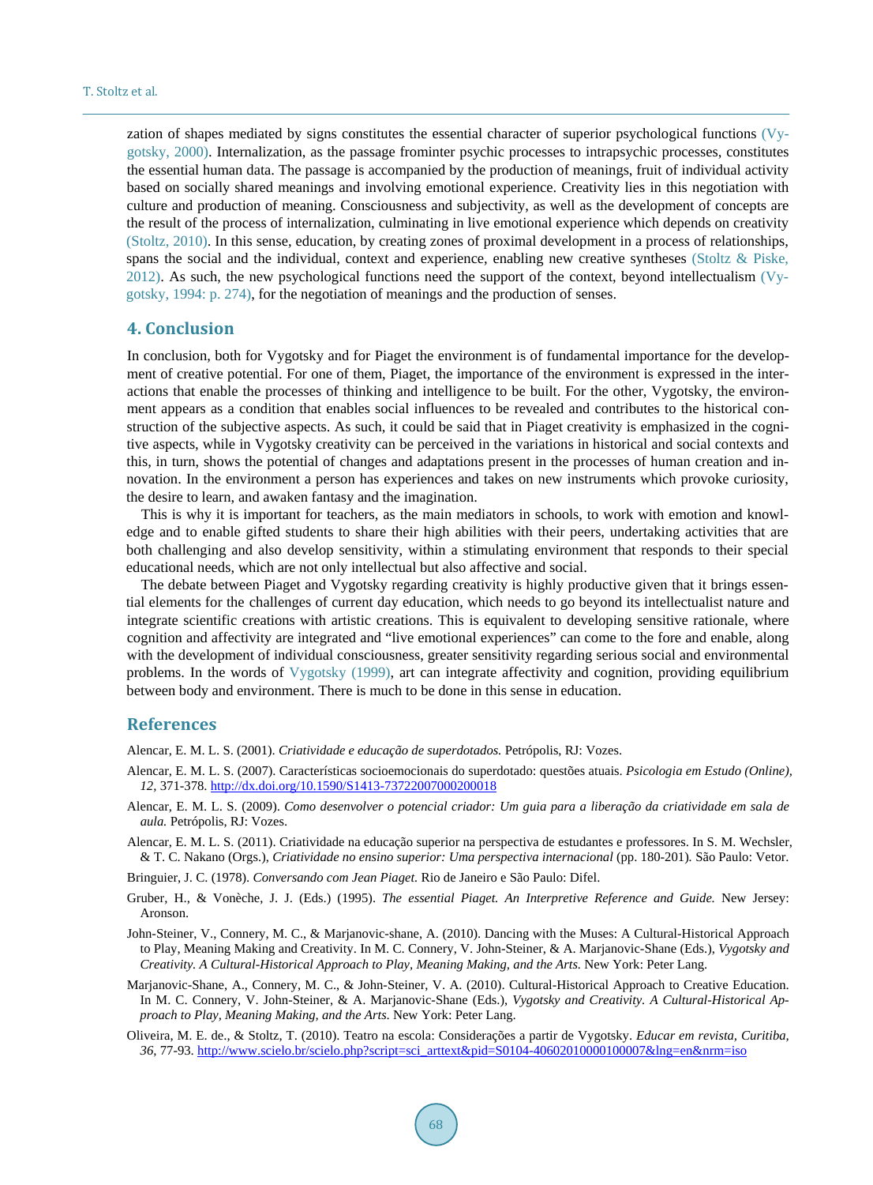zation of shapes mediated by signs constitutes the essential character of superior psychological functions (Vygotsky, 2000). Internalization, as the passage frominter psychic processes to intrapsychic processes, constitutes the essential human data. The passage is accompanied by the production of meanings, fruit of individual activity based on socially shared meanings and involving emotional experience. Creativity lies in this negotiation with culture and production of meaning. Consciousness and subjectivity, as well as the development of concepts are the result of the process of internalization, culminating in live emotional experience which depends on creativity (Stoltz, 2010). In this sense, education, by creating zones of proximal development in a process of relationships, spans the social and the individual, context and experience, enabling new creative syntheses (Stoltz & Piske, 2012). As such, the new psychological functions need the support of the context, beyond intellectualism (Vygotsky, 1994: p. 274), for the negotiation of meanings and the production of senses.

## 4. Conclusion

In conclusion, both for Vygotsky and for Piaget the environment is of fundamental importance for the development of creative potential. For one of them, Piaget, the importance of the environment is expressed in the interactions that enable the processes of thinking and intelligence to be built. For the other, Vygotsky, the environment appears as a condition that enables social influences to be revealed and contributes to the historical construction of the subjective aspects. As such, it could be said that in Piaget creativity is emphasized in the cognitive aspects, while in Vygotsky creativity can be perceived in the variations in historical and social contexts and this, in turn, shows the potential of changes and adaptations present in the processes of human creation and innovation. In the environment a person has experiences and takes on new instruments which provoke curiosity, the desire to learn, and awaken fantasy and the imagination.

This is why it is important for teachers, as the main mediators in schools, to work with emotion and knowledge and to enable gifted students to share their high abilities with their peers, undertaking activities that are both challenging and also develop sensitivity, within a stimulating environment that responds to their special educational needs, which are not only intellectual but also affective and social.

The debate between Piaget and Vygotsky regarding creativity is highly productive given that it brings essential elements for the challenges of current day education, which needs to go beyond its intellectualist nature and integrate scientific creations with artistic creations. This is equivalent to developing sensitive rationale, where cognition and affectivity are integrated and "live emotional experiences" can come to the fore and enable, along with the development of individual consciousness, greater sensitivity regarding serious social and environmental problems. In the words of Vygotsky (1999), art can integrate affectivity and cognition, providing equilibrium between body and environment. There is much to be done in this sense in education.

## References

Alencar, E. M. L. S. (2001). *Criatividade e educação de superdotados.* Petrópolis, RJ: Vozes.

Alencar, E. M. L. S. (2007). Características socioemocionais do superdotado: questões atuais. *Psicologia em Estudo (Online), 12,* 371-378. http://dx.doi.org/10.1590/S1413-73722007000200018

Alencar, E. M. L. S. (2009). *Como desenvolver o potencial criador: Um guia para a liberação da criatividade em sala de aula.* Petrópolis, RJ: Vozes.

Alencar, E. M. L. S. (2011). Criatividade na educação superior na perspectiva de estudantes e professores. In S. M. Wechsler, & T. C. Nakano (Orgs.), *Criatividade no ensino superior: Uma perspectiva internacional* (pp. 180-201). São Paulo: Vetor.

Bringuier, J. C. (1978). *Conversando com Jean Piaget.* Rio de Janeiro e São Paulo: Difel.

Gruber, H., & Vonèche, J. J. (Eds.) (1995). *The essential Piaget. An Interpretive Reference and Guide.* New Jersey: Aronson.

John-Steiner, V., Connery, M. C., & Marjanovic-shane, A. (2010). Dancing with the Muses: A Cultural-Historical Approach to Play, Meaning Making and Creativity. In M. C. Connery, V. John-Steiner, & A. Marjanovic-Shane (Eds.), *Vygotsky and Creativity. A Cultural-Historical Approach to Play, Meaning Making, and the Arts.* New York: Peter Lang.

Marjanovic-Shane, A., Connery, M. C., & John-Steiner, V. A. (2010). Cultural-Historical Approach to Creative Education. In M. C. Connery, V. John-Steiner, & A. Marjanovic-Shane (Eds.), *Vygotsky and Creativity. A Cultural-Historical Approach to Play, Meaning Making, and the Arts.* New York: Peter Lang.

Oliveira, M. E. de., & Stoltz, T. (2010). Teatro na escola: Considerações a partir de Vygotsky. *Educar em revista, Curitiba, 36,* 77-93. http://www.scielo.br/scielo.php?script=sci_arttext&pid=S0104-40602010000100007&lng=en&nrm=iso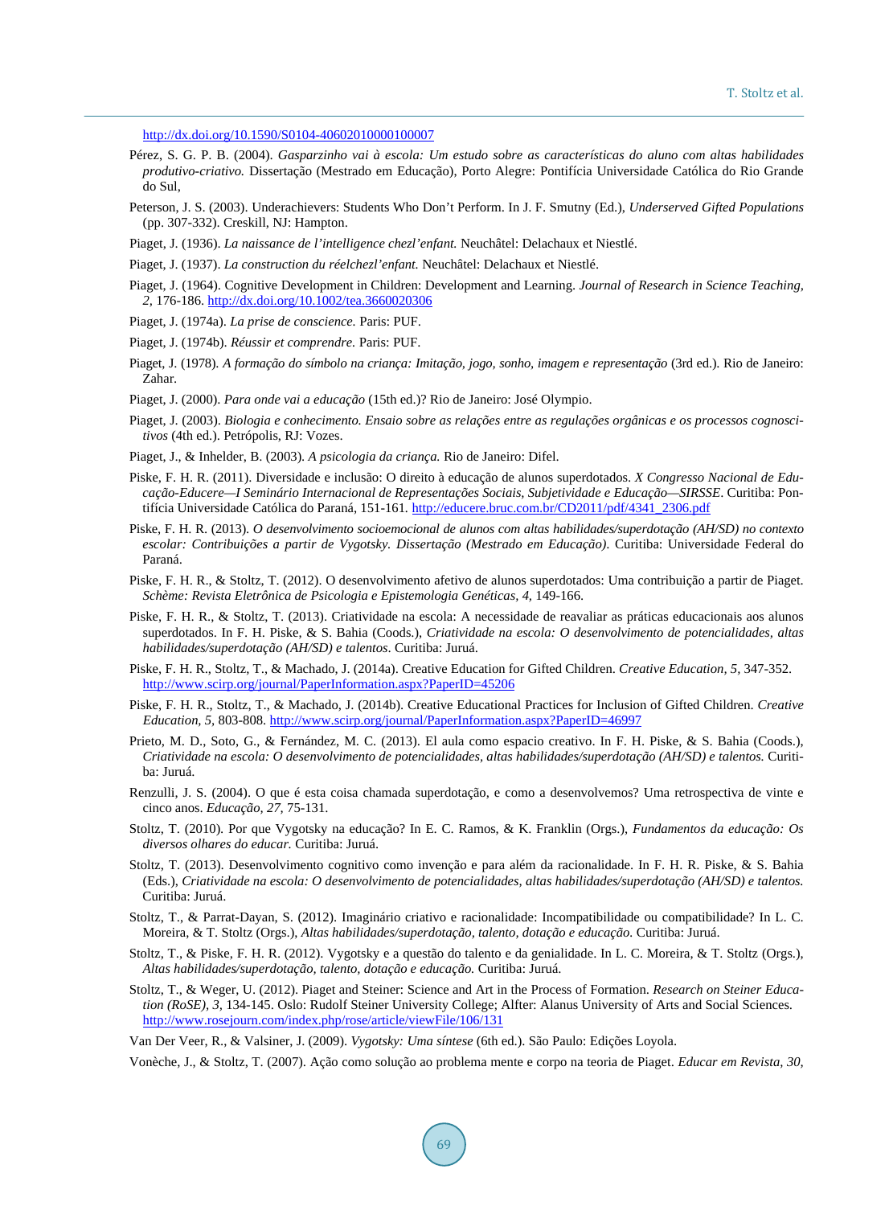http://dx.doi.org/10.1590/S0104-40602010000100007

Pérez, S. G. P. B. (2004). *Gasparzinho vai à escola: Um estudo sobre as características do aluno com altas habilidades produtivo-criativo.* Dissertação (Mestrado em Educação), Porto Alegre: Pontifícia Universidade Católica do Rio Grande do Sul,

Peterson, J. S. (2003). Underachievers: Students Who Don't Perform. In J. F. Smutny (Ed.), *Underserved Gifted Populations* (pp. 307-332). Creskill, NJ: Hampton.

Piaget, J. (1936). *La naissance de l'intelligence chezl'enfant.* Neuchâtel: Delachaux et Niestlé.

Piaget, J. (1937). *La construction du réelchezl'enfant.* Neuchâtel: Delachaux et Niestlé.

Piaget, J. (1964). Cognitive Development in Children: Development and Learning. *Journal of Research in Science Teaching, 2,* 176-186. http://dx.doi.org/10.1002/tea.3660020306

Piaget, J. (1974a). *La prise de conscience.* Paris: PUF.

Piaget, J. (1974b). *Réussir et comprendre.* Paris: PUF.

Piaget, J. (1978). *A formação do símbolo na criança: Imitação, jogo, sonho, imagem e representação* (3rd ed.). Rio de Janeiro: Zahar.

Piaget, J. (2000). *Para onde vai a educação* (15th ed.)? Rio de Janeiro: José Olympio.

Piaget, J. (2003). *Biologia e conhecimento. Ensaio sobre as relações entre as regulações orgânicas e os processos cognoscitivos* (4th ed.). Petrópolis, RJ: Vozes.

Piaget, J., & Inhelder, B. (2003). *A psicologia da criança.* Rio de Janeiro: Difel.

Piske, F. H. R. (2011). Diversidade e inclusão: O direito à educação de alunos superdotados. *X Congresso Nacional de Educação-Educere—I Seminário Internacional de Representações Sociais, Subjetividade e Educação—SIRSSE*. Curitiba: Pontifícia Universidade Católica do Paraná, 151-161. http://educere.bruc.com.br/CD2011/pdf/4341_2306.pdf

Piske, F. H. R. (2013). *O desenvolvimento socioemocional de alunos com altas habilidades/superdotação (AH/SD) no contexto escolar: Contribuições a partir de Vygotsky. Dissertação (Mestrado em Educação).* Curitiba: Universidade Federal do Paraná.

Piske, F. H. R., & Stoltz, T. (2012). O desenvolvimento afetivo de alunos superdotados: Uma contribuição a partir de Piaget. *Schème: Revista Eletrônica de Psicologia e Epistemologia Genéticas, 4,* 149-166.

Piske, F. H. R., & Stoltz, T. (2013). Criatividade na escola: A necessidade de reavaliar as práticas educacionais aos alunos superdotados. In F. H. Piske, & S. Bahia (Coods.), *Criatividade na escola: O desenvolvimento de potencialidades, altas habilidades/superdotação (AH/SD) e talentos*. Curitiba: Juruá.

Piske, F. H. R., Stoltz, T., & Machado, J. (2014a). Creative Education for Gifted Children. *Creative Education, 5,* 347-352. http://www.scirp.org/journal/PaperInformation.aspx?PaperID=45206

Piske, F. H. R., Stoltz, T., & Machado, J. (2014b). Creative Educational Practices for Inclusion of Gifted Children. *Creative Education, 5,* 803-808. http://www.scirp.org/journal/PaperInformation.aspx?PaperID=46997

Prieto, M. D., Soto, G., & Fernández, M. C. (2013). El aula como espacio creativo. In F. H. Piske, & S. Bahia (Coods.), *Criatividade na escola: O desenvolvimento de potencialidades, altas habilidades/superdotação (AH/SD) e talentos.* Curitiba: Juruá.

Renzulli, J. S. (2004). O que é esta coisa chamada superdotação, e como a desenvolvemos? Uma retrospectiva de vinte e cinco anos. *Educação, 27,* 75-131.

Stoltz, T. (2010). Por que Vygotsky na educação? In E. C. Ramos, & K. Franklin (Orgs.), *Fundamentos da educação: Os diversos olhares do educar.* Curitiba: Juruá.

Stoltz, T. (2013). Desenvolvimento cognitivo como invenção e para além da racionalidade. In F. H. R. Piske, & S. Bahia (Eds.), *Criatividade na escola: O desenvolvimento de potencialidades, altas habilidades/superdotação (AH/SD) e talentos.* Curitiba: Juruá.

Stoltz, T., & Parrat-Dayan, S. (2012). Imaginário criativo e racionalidade: Incompatibilidade ou compatibilidade? In L. C. Moreira, & T. Stoltz (Orgs.), *Altas habilidades/superdotação, talento, dotação e educação.* Curitiba: Juruá.

Stoltz, T., & Piske, F. H. R. (2012). Vygotsky e a questão do talento e da genialidade. In L. C. Moreira, & T. Stoltz (Orgs.), *Altas habilidades/superdotação, talento, dotação e educação.* Curitiba: Juruá.

Stoltz, T., & Weger, U. (2012). Piaget and Steiner: Science and Art in the Process of Formation. *Research on Steiner Education (RoSE), 3,* 134-145. Oslo: Rudolf Steiner University College; Alfter: Alanus University of Arts and Social Sciences. http://www.rosejourn.com/index.php/rose/article/viewFile/106/131

Van Der Veer, R., & Valsiner, J. (2009). *Vygotsky: Uma síntese* (6th ed.). São Paulo: Edições Loyola.

Vonèche, J., & Stoltz, T. (2007). Ação como solução ao problema mente e corpo na teoria de Piaget. *Educar em Revista, 30,*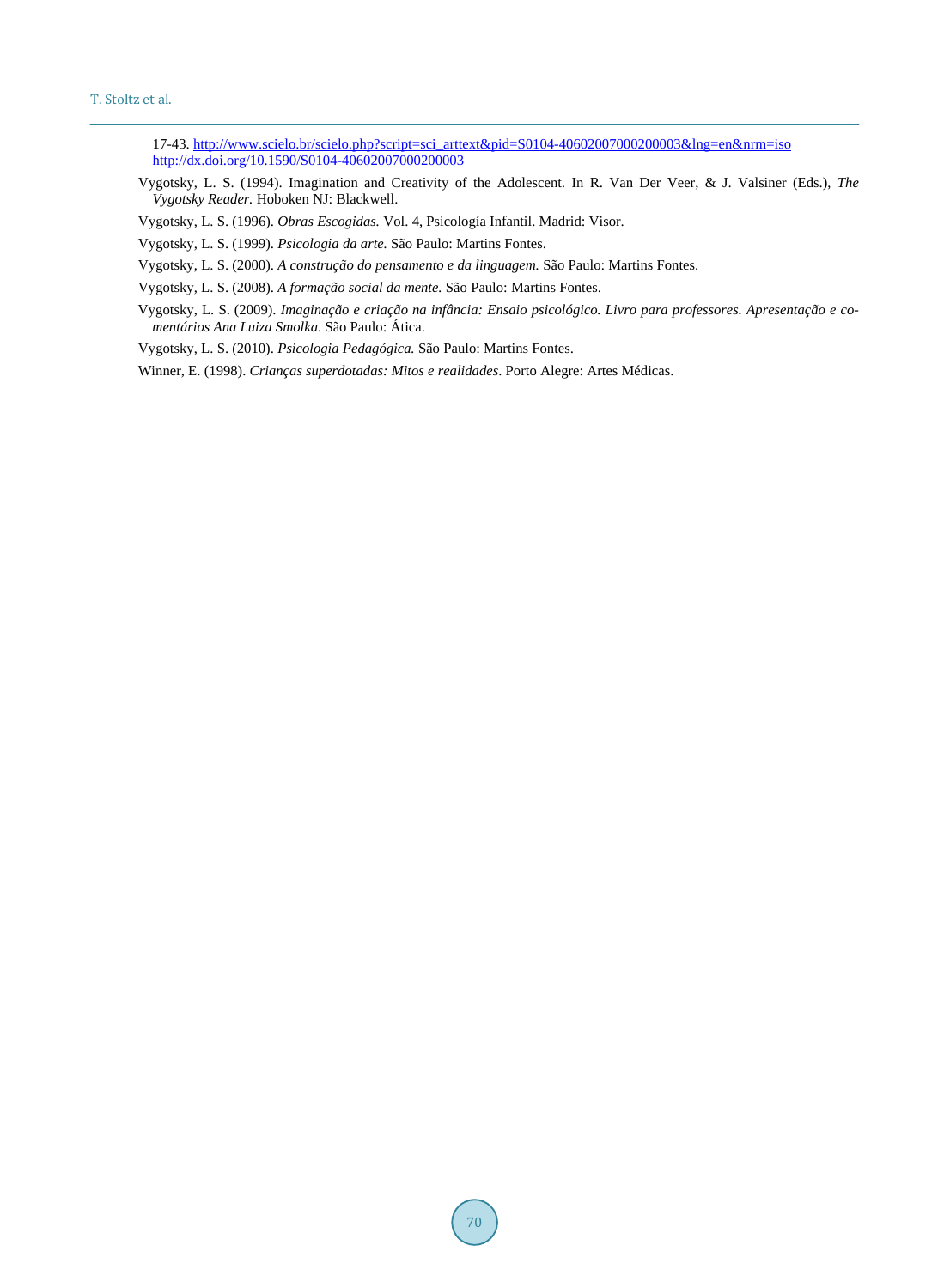17-43. http://www.scielo.br/scielo.php?script=sci_arttext&pid=S0104-40602007000200003&lng=en&nrm=iso http://dx.doi.org/10.1590/S0104-40602007000200003

Vygotsky, L. S. (1994). Imagination and Creativity of the Adolescent. In R. Van Der Veer, & J. Valsiner (Eds.), *The Vygotsky Reader*. Hoboken NJ: Blackwell.

Vygotsky, L. S. (1996). *Obras Escogidas.* Vol. 4, Psicología Infantil. Madrid: Visor.

Vygotsky, L. S. (1999). *Psicologia da arte.* São Paulo: Martins Fontes.

Vygotsky, L. S. (2000). *A construção do pensamento e da linguagem.* São Paulo: Martins Fontes.

Vygotsky, L. S. (2008). *A formação social da mente*. São Paulo: Martins Fontes.

Vygotsky, L. S. (2009). *Imaginação e criação na infância: Ensaio psicológico. Livro para professores. Apresentação e comentários Ana Luiza Smolka*. São Paulo: Ática.

Vygotsky, L. S. (2010). *Psicologia Pedagógica.* São Paulo: Martins Fontes.

Winner, E. (1998). *Crianças superdotadas: Mitos e realidades*. Porto Alegre: Artes Médicas.